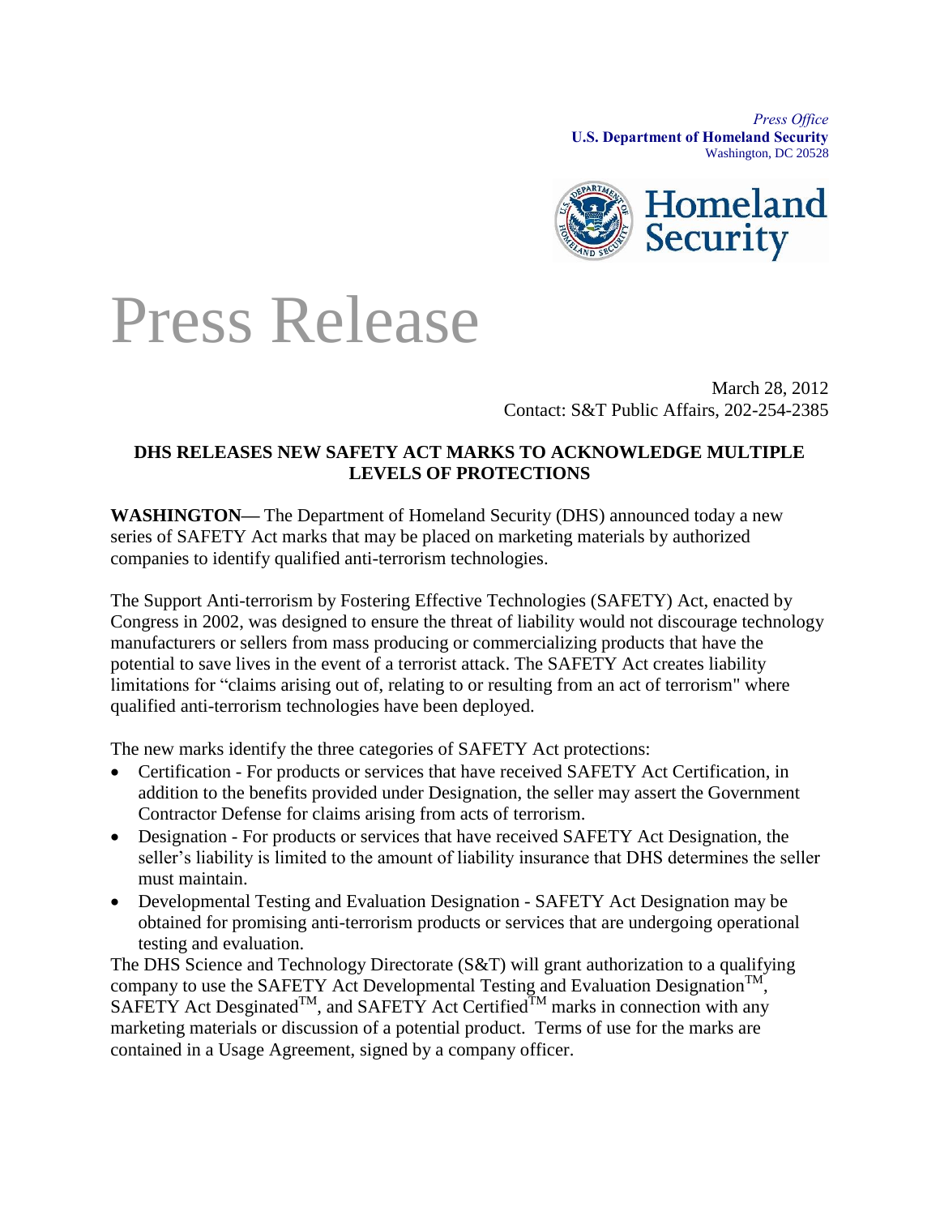*Press Office*
**U.S. Department of Homeland Security**
Washington, DC 20528

Homeland Security

# Press Release

March 28, 2012
Contact: S&T Public Affairs, 202-254-2385

**DHS RELEASES NEW SAFETY ACT MARKS TO ACKNOWLEDGE MULTIPLE LEVELS OF PROTECTIONS**

**WASHINGTON—** The Department of Homeland Security (DHS) announced today a new series of SAFETY Act marks that may be placed on marketing materials by authorized companies to identify qualified anti-terrorism technologies.

The Support Anti-terrorism by Fostering Effective Technologies (SAFETY) Act, enacted by Congress in 2002, was designed to ensure the threat of liability would not discourage technology manufacturers or sellers from mass producing or commercializing products that have the potential to save lives in the event of a terrorist attack. The SAFETY Act creates liability limitations for "claims arising out of, relating to or resulting from an act of terrorism" where qualified anti-terrorism technologies have been deployed.

The new marks identify the three categories of SAFETY Act protections:

- Certification - For products or services that have received SAFETY Act Certification, in addition to the benefits provided under Designation, the seller may assert the Government Contractor Defense for claims arising from acts of terrorism.
- Designation - For products or services that have received SAFETY Act Designation, the seller's liability is limited to the amount of liability insurance that DHS determines the seller must maintain.
- Developmental Testing and Evaluation Designation - SAFETY Act Designation may be obtained for promising anti-terrorism products or services that are undergoing operational testing and evaluation.

The DHS Science and Technology Directorate (S&T) will grant authorization to a qualifying company to use the SAFETY Act Developmental Testing and Evaluation Designation™, SAFETY Act Desginated™, and SAFETY Act Certified™ marks in connection with any marketing materials or discussion of a potential product. Terms of use for the marks are contained in a Usage Agreement, signed by a company officer.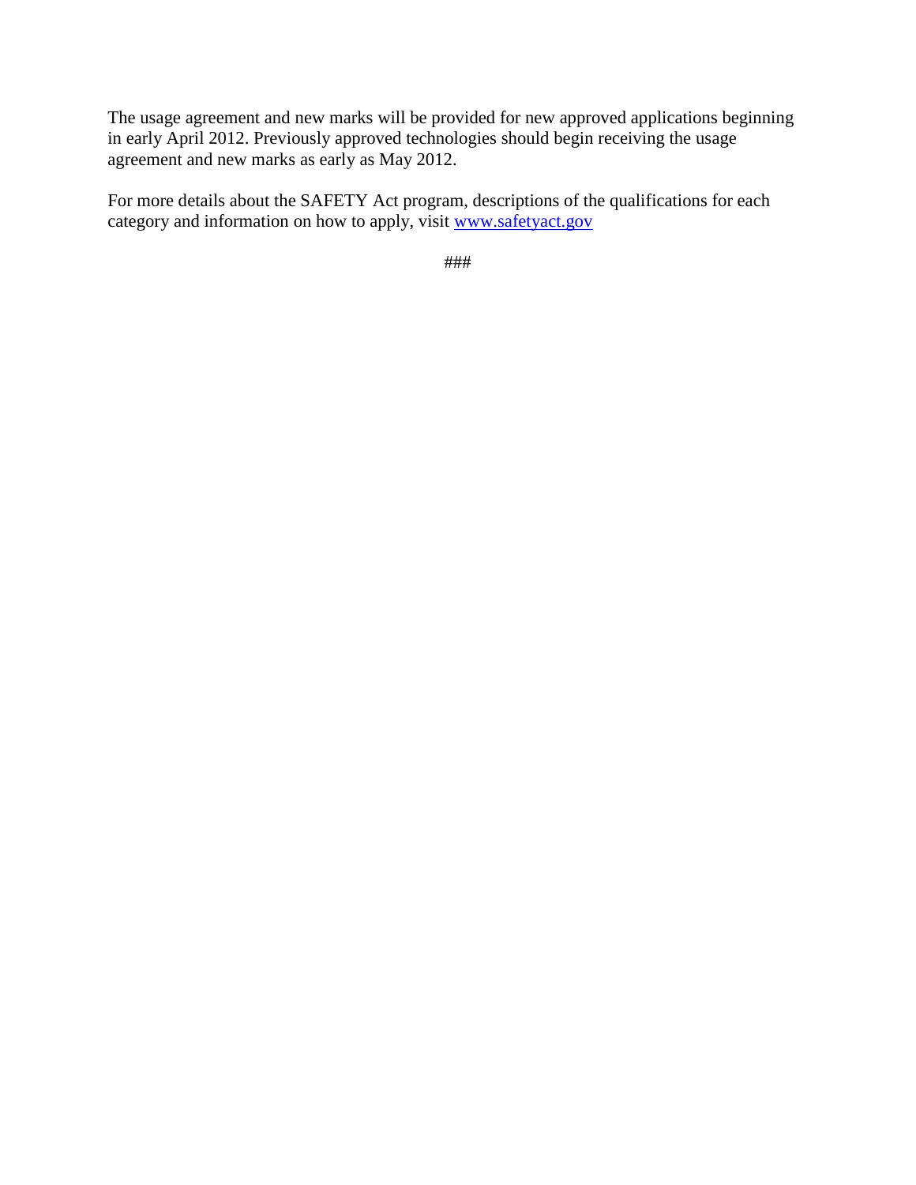The usage agreement and new marks will be provided for new approved applications beginning in early April 2012. Previously approved technologies should begin receiving the usage agreement and new marks as early as May 2012.

For more details about the SAFETY Act program, descriptions of the qualifications for each category and information on how to apply, visit [www.safetyact.gov](http://www.safetyact.gov)

###